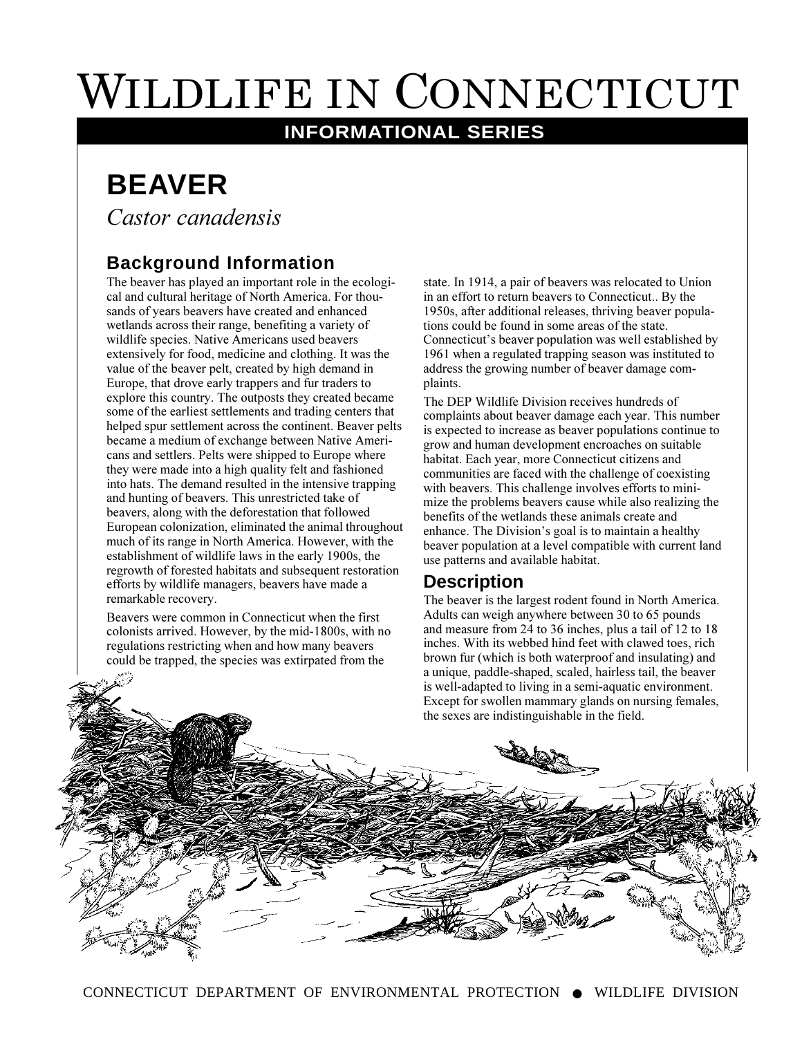# Wildlife in Connecticut

**INFORMATIONAL SERIES**

## BEAVER

*Castor canadensis*

### Background Information

The beaver has played an important role in the ecological and cultural heritage of North America. For thousands of years beavers have created and enhanced wetlands across their range, benefiting a variety of wildlife species. Native Americans used beavers extensively for food, medicine and clothing. It was the value of the beaver pelt, created by high demand in Europe, that drove early trappers and fur traders to explore this country. The outposts they created became some of the earliest settlements and trading centers that helped spur settlement across the continent. Beaver pelts became a medium of exchange between Native Americans and settlers. Pelts were shipped to Europe where they were made into a high quality felt and fashioned into hats. The demand resulted in the intensive trapping and hunting of beavers. This unrestricted take of beavers, along with the deforestation that followed European colonization, eliminated the animal throughout much of its range in North America. However, with the establishment of wildlife laws in the early 1900s, the regrowth of forested habitats and subsequent restoration efforts by wildlife managers, beavers have made a remarkable recovery.

Beavers were common in Connecticut when the first colonists arrived. However, by the mid-1800s, with no regulations restricting when and how many beavers could be trapped, the species was extirpated from the state. In 1914, a pair of beavers was relocated to Union in an effort to return beavers to Connecticut.. By the 1950s, after additional releases, thriving beaver populations could be found in some areas of the state. Connecticut's beaver population was well established by 1961 when a regulated trapping season was instituted to address the growing number of beaver damage complaints.

The DEP Wildlife Division receives hundreds of complaints about beaver damage each year. This number is expected to increase as beaver populations continue to grow and human development encroaches on suitable habitat. Each year, more Connecticut citizens and communities are faced with the challenge of coexisting with beavers. This challenge involves efforts to minimize the problems beavers cause while also realizing the benefits of the wetlands these animals create and enhance. The Division's goal is to maintain a healthy beaver population at a level compatible with current land use patterns and available habitat.

### Description

The beaver is the largest rodent found in North America. Adults can weigh anywhere between 30 to 65 pounds and measure from 24 to 36 inches, plus a tail of 12 to 18 inches. With its webbed hind feet with clawed toes, rich brown fur (which is both waterproof and insulating) and a unique, paddle-shaped, scaled, hairless tail, the beaver is well-adapted to living in a semi-aquatic environment. Except for swollen mammary glands on nursing females, the sexes are indistinguishable in the field.

CONNECTICUT DEPARTMENT OF ENVIRONMENTAL PROTECTION ● WILDLIFE DIVISION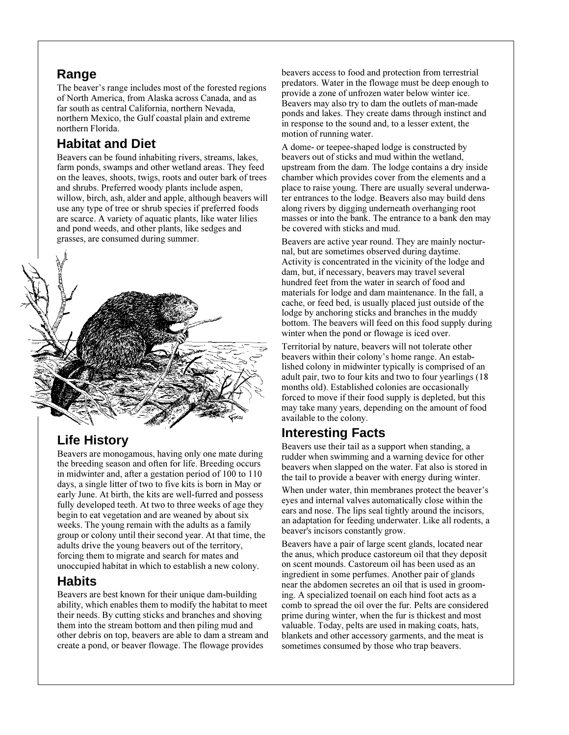## Range

The beaver's range includes most of the forested regions of North America, from Alaska across Canada, and as far south as central California, northern Nevada, northern Mexico, the Gulf coastal plain and extreme northern Florida.

## Habitat and Diet

Beavers can be found inhabiting rivers, streams, lakes, farm ponds, swamps and other wetland areas. They feed on the leaves, shoots, twigs, roots and outer bark of trees and shrubs. Preferred woody plants include aspen, willow, birch, ash, alder and apple, although beavers will use any type of tree or shrub species if preferred foods are scarce. A variety of aquatic plants, like water lilies and pond weeds, and other plants, like sedges and grasses, are consumed during summer.

## Life History

Beavers are monogamous, having only one mate during the breeding season and often for life. Breeding occurs in midwinter and, after a gestation period of 100 to 110 days, a single litter of two to five kits is born in May or early June. At birth, the kits are well-furred and possess fully developed teeth. At two to three weeks of age they begin to eat vegetation and are weaned by about six weeks. The young remain with the adults as a family group or colony until their second year. At that time, the adults drive the young beavers out of the territory, forcing them to migrate and search for mates and unoccupied habitat in which to establish a new colony.

## Habits

Beavers are best known for their unique dam-building ability, which enables them to modify the habitat to meet their needs. By cutting sticks and branches and shoving them into the stream bottom and then piling mud and other debris on top, beavers are able to dam a stream and create a pond, or beaver flowage. The flowage provides beavers access to food and protection from terrestrial predators. Water in the flowage must be deep enough to provide a zone of unfrozen water below winter ice. Beavers may also try to dam the outlets of man-made ponds and lakes. They create dams through instinct and in response to the sound and, to a lesser extent, the motion of running water.

A dome- or teepee-shaped lodge is constructed by beavers out of sticks and mud within the wetland, upstream from the dam. The lodge contains a dry inside chamber which provides cover from the elements and a place to raise young. There are usually several underwater entrances to the lodge. Beavers also may build dens along rivers by digging underneath overhanging root masses or into the bank. The entrance to a bank den may be covered with sticks and mud.

Beavers are active year round. They are mainly nocturnal, but are sometimes observed during daytime. Activity is concentrated in the vicinity of the lodge and dam, but, if necessary, beavers may travel several hundred feet from the water in search of food and materials for lodge and dam maintenance. In the fall, a cache, or feed bed, is usually placed just outside of the lodge by anchoring sticks and branches in the muddy bottom. The beavers will feed on this food supply during winter when the pond or flowage is iced over.

Territorial by nature, beavers will not tolerate other beavers within their colony's home range. An established colony in midwinter typically is comprised of an adult pair, two to four kits and two to four yearlings (18 months old). Established colonies are occasionally forced to move if their food supply is depleted, but this may take many years, depending on the amount of food available to the colony.

## Interesting Facts

Beavers use their tail as a support when standing, a rudder when swimming and a warning device for other beavers when slapped on the water. Fat also is stored in the tail to provide a beaver with energy during winter.

When under water, thin membranes protect the beaver's eyes and internal valves automatically close within the ears and nose. The lips seal tightly around the incisors, an adaptation for feeding underwater. Like all rodents, a beaver's incisors constantly grow.

Beavers have a pair of large scent glands, located near the anus, which produce castoreum oil that they deposit on scent mounds. Castoreum oil has been used as an ingredient in some perfumes. Another pair of glands near the abdomen secretes an oil that is used in grooming. A specialized toenail on each hind foot acts as a comb to spread the oil over the fur. Pelts are considered prime during winter, when the fur is thickest and most valuable. Today, pelts are used in making coats, hats, blankets and other accessory garments, and the meat is sometimes consumed by those who trap beavers.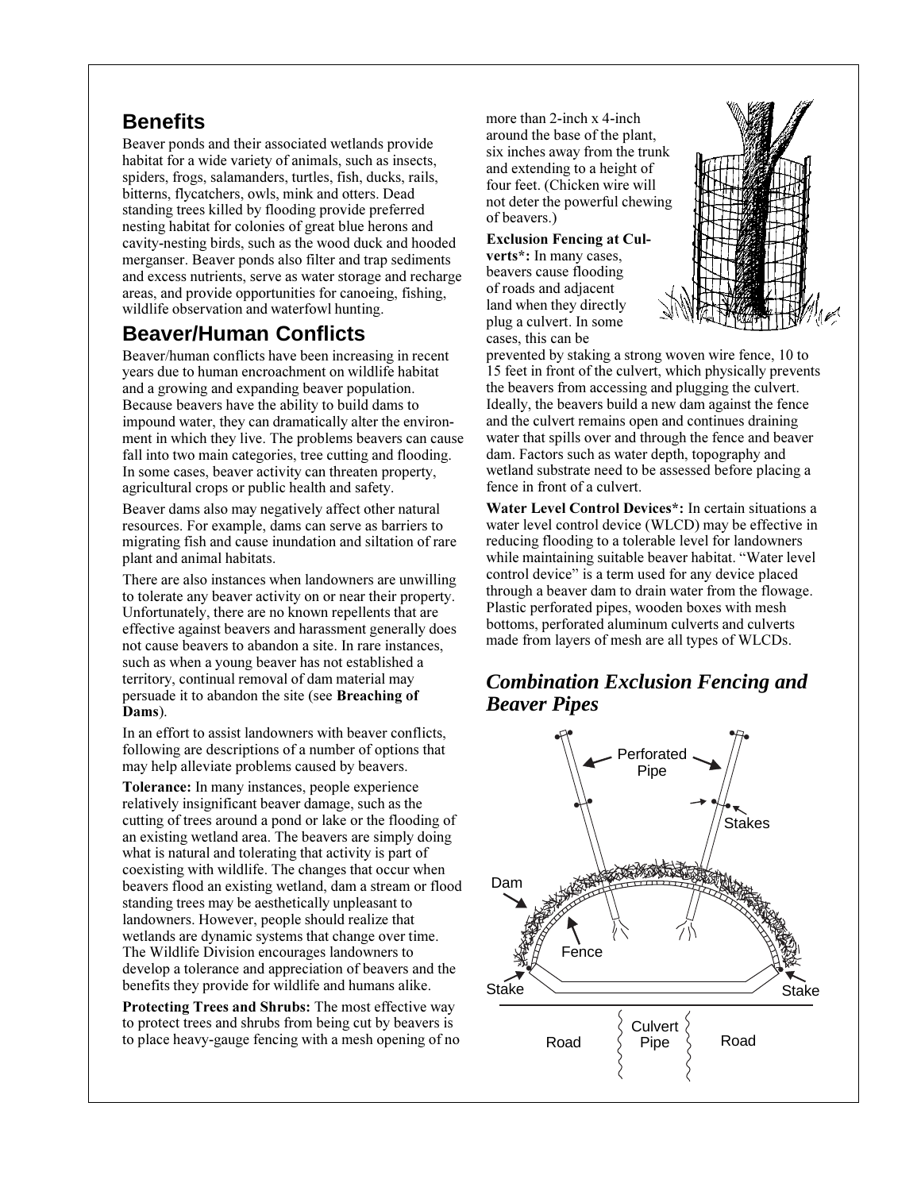## Benefits

Beaver ponds and their associated wetlands provide habitat for a wide variety of animals, such as insects, spiders, frogs, salamanders, turtles, fish, ducks, rails, bitterns, flycatchers, owls, mink and otters. Dead standing trees killed by flooding provide preferred nesting habitat for colonies of great blue herons and cavity-nesting birds, such as the wood duck and hooded merganser. Beaver ponds also filter and trap sediments and excess nutrients, serve as water storage and recharge areas, and provide opportunities for canoeing, fishing, wildlife observation and waterfowl hunting.

## Beaver/Human Conflicts

Beaver/human conflicts have been increasing in recent years due to human encroachment on wildlife habitat and a growing and expanding beaver population. Because beavers have the ability to build dams to impound water, they can dramatically alter the environment in which they live. The problems beavers can cause fall into two main categories, tree cutting and flooding. In some cases, beaver activity can threaten property, agricultural crops or public health and safety.

Beaver dams also may negatively affect other natural resources. For example, dams can serve as barriers to migrating fish and cause inundation and siltation of rare plant and animal habitats.

There are also instances when landowners are unwilling to tolerate any beaver activity on or near their property. Unfortunately, there are no known repellents that are effective against beavers and harassment generally does not cause beavers to abandon a site. In rare instances, such as when a young beaver has not established a territory, continual removal of dam material may persuade it to abandon the site (see **Breaching of Dams**).

In an effort to assist landowners with beaver conflicts, following are descriptions of a number of options that may help alleviate problems caused by beavers.

**Tolerance:** In many instances, people experience relatively insignificant beaver damage, such as the cutting of trees around a pond or lake or the flooding of an existing wetland area. The beavers are simply doing what is natural and tolerating that activity is part of coexisting with wildlife. The changes that occur when beavers flood an existing wetland, dam a stream or flood standing trees may be aesthetically unpleasant to landowners. However, people should realize that wetlands are dynamic systems that change over time. The Wildlife Division encourages landowners to develop a tolerance and appreciation of beavers and the benefits they provide for wildlife and humans alike.

**Protecting Trees and Shrubs:** The most effective way to protect trees and shrubs from being cut by beavers is to place heavy-gauge fencing with a mesh opening of no more than 2-inch x 4-inch around the base of the plant, six inches away from the trunk and extending to a height of four feet. (Chicken wire will not deter the powerful chewing of beavers.)

**Exclusion Fencing at Culverts\*:** In many cases, beavers cause flooding of roads and adjacent land when they directly plug a culvert. In some cases, this can be prevented by staking a strong woven wire fence, 10 to 15 feet in front of the culvert, which physically prevents the beavers from accessing and plugging the culvert. Ideally, the beavers build a new dam against the fence and the culvert remains open and continues draining water that spills over and through the fence and beaver dam. Factors such as water depth, topography and wetland substrate need to be assessed before placing a fence in front of a culvert.

**Water Level Control Devices\*:** In certain situations a water level control device (WLCD) may be effective in reducing flooding to a tolerable level for landowners while maintaining suitable beaver habitat. "Water level control device" is a term used for any device placed through a beaver dam to drain water from the flowage. Plastic perforated pipes, wooden boxes with mesh bottoms, perforated aluminum culverts and culverts made from layers of mesh are all types of WLCDs.

### *Combination Exclusion Fencing and Beaver Pipes*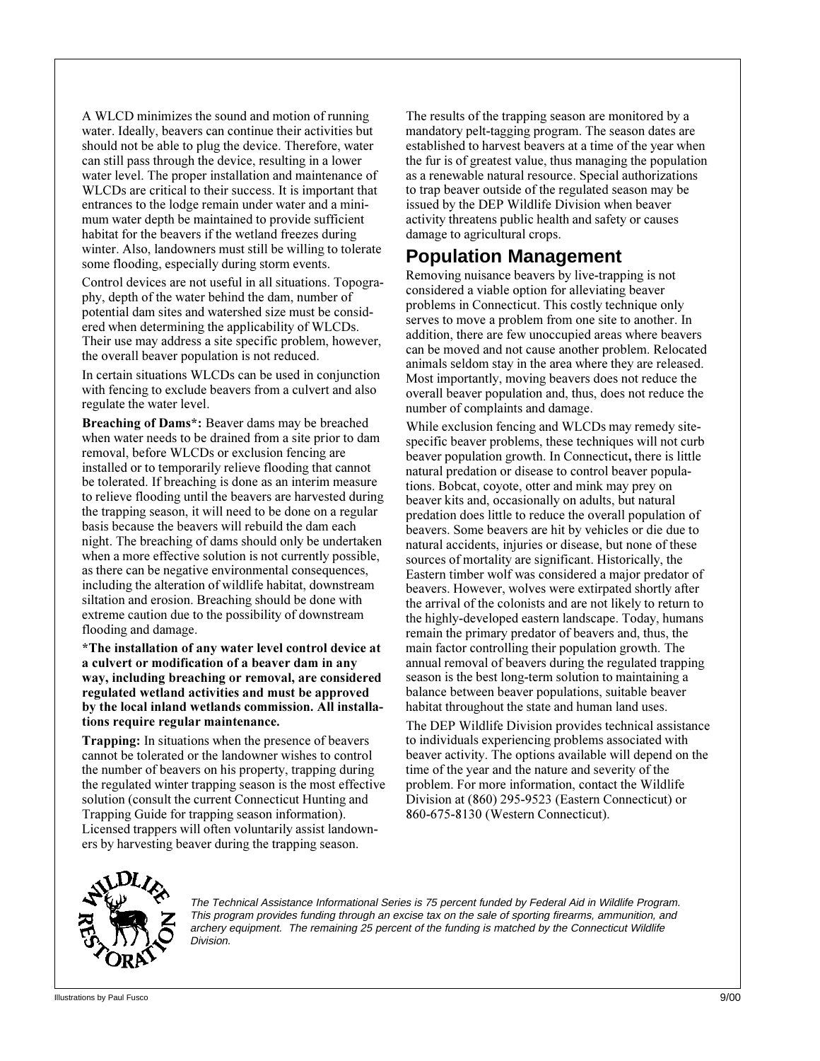A WLCD minimizes the sound and motion of running water. Ideally, beavers can continue their activities but should not be able to plug the device. Therefore, water can still pass through the device, resulting in a lower water level. The proper installation and maintenance of WLCDs are critical to their success. It is important that entrances to the lodge remain under water and a minimum water depth be maintained to provide sufficient habitat for the beavers if the wetland freezes during winter. Also, landowners must still be willing to tolerate some flooding, especially during storm events.

Control devices are not useful in all situations. Topography, depth of the water behind the dam, number of potential dam sites and watershed size must be considered when determining the applicability of WLCDs. Their use may address a site specific problem, however, the overall beaver population is not reduced.

In certain situations WLCDs can be used in conjunction with fencing to exclude beavers from a culvert and also regulate the water level.

**Breaching of Dams*:** Beaver dams may be breached when water needs to be drained from a site prior to dam removal, before WLCDs or exclusion fencing are installed or to temporarily relieve flooding that cannot be tolerated. If breaching is done as an interim measure to relieve flooding until the beavers are harvested during the trapping season, it will need to be done on a regular basis because the beavers will rebuild the dam each night. The breaching of dams should only be undertaken when a more effective solution is not currently possible, as there can be negative environmental consequences, including the alteration of wildlife habitat, downstream siltation and erosion. Breaching should be done with extreme caution due to the possibility of downstream flooding and damage.

**\*The installation of any water level control device at a culvert or modification of a beaver dam in any way, including breaching or removal, are considered regulated wetland activities and must be approved by the local inland wetlands commission. All installations require regular maintenance.**

**Trapping:** In situations when the presence of beavers cannot be tolerated or the landowner wishes to control the number of beavers on his property, trapping during the regulated winter trapping season is the most effective solution (consult the current Connecticut Hunting and Trapping Guide for trapping season information). Licensed trappers will often voluntarily assist landowners by harvesting beaver during the trapping season.

The results of the trapping season are monitored by a mandatory pelt-tagging program. The season dates are established to harvest beavers at a time of the year when the fur is of greatest value, thus managing the population as a renewable natural resource. Special authorizations to trap beaver outside of the regulated season may be issued by the DEP Wildlife Division when beaver activity threatens public health and safety or causes damage to agricultural crops.

## Population Management

Removing nuisance beavers by live-trapping is not considered a viable option for alleviating beaver problems in Connecticut. This costly technique only serves to move a problem from one site to another. In addition, there are few unoccupied areas where beavers can be moved and not cause another problem. Relocated animals seldom stay in the area where they are released. Most importantly, moving beavers does not reduce the overall beaver population and, thus, does not reduce the number of complaints and damage.

While exclusion fencing and WLCDs may remedy site-specific beaver problems, these techniques will not curb beaver population growth. In Connecticut, there is little natural predation or disease to control beaver populations. Bobcat, coyote, otter and mink may prey on beaver kits and, occasionally on adults, but natural predation does little to reduce the overall population of beavers. Some beavers are hit by vehicles or die due to natural accidents, injuries or disease, but none of these sources of mortality are significant. Historically, the Eastern timber wolf was considered a major predator of beavers. However, wolves were extirpated shortly after the arrival of the colonists and are not likely to return to the highly-developed eastern landscape. Today, humans remain the primary predator of beavers and, thus, the main factor controlling their population growth. The annual removal of beavers during the regulated trapping season is the best long-term solution to maintaining a balance between beaver populations, suitable beaver habitat throughout the state and human land uses.

The DEP Wildlife Division provides technical assistance to individuals experiencing problems associated with beaver activity. The options available will depend on the time of the year and the nature and severity of the problem. For more information, contact the Wildlife Division at (860) 295-9523 (Eastern Connecticut) or 860-675-8130 (Western Connecticut).

WILDLIFE RESTORATION

*The Technical Assistance Informational Series is 75 percent funded by Federal Aid in Wildlife Program. This program provides funding through an excise tax on the sale of sporting firearms, ammunition, and archery equipment. The remaining 25 percent of the funding is matched by the Connecticut Wildlife Division.*

Illustrations by Paul Fusco

9/00